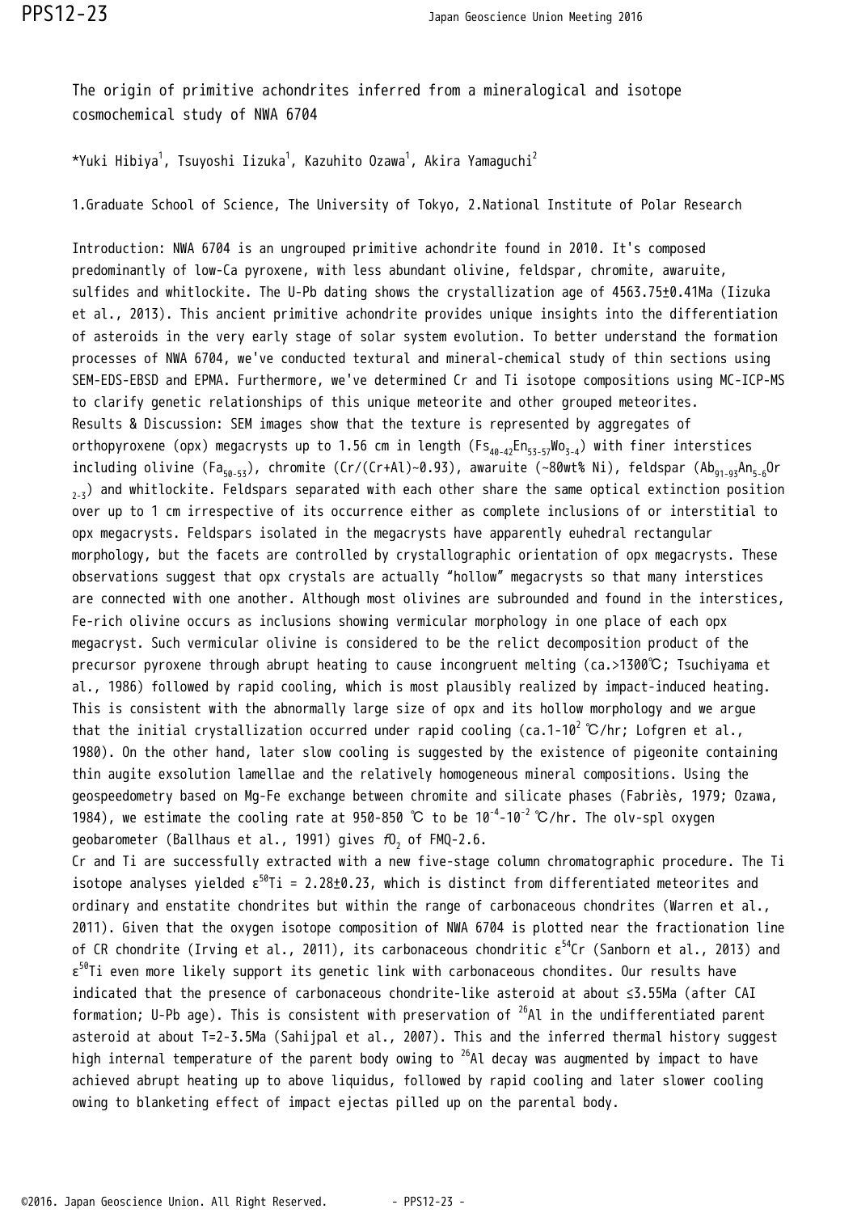# The origin of primitive achondrites inferred from a mineralogical and isotope cosmochemical study of NWA 6704

*Yuki Hibiya[1], Tsuyoshi Iizuka[1], Kazuhito Ozawa[1], Akira Yamaguchi[2]

1.Graduate School of Science, The University of Tokyo, 2.National Institute of Polar Research

Introduction: NWA 6704 is an ungrouped primitive achondrite found in 2010. It's composed predominantly of low-Ca pyroxene, with less abundant olivine, feldspar, chromite, awaruite, sulfides and whitlockite. The U-Pb dating shows the crystallization age of 4563.75±0.41Ma (Iizuka et al., 2013). This ancient primitive achondrite provides unique insights into the differentiation of asteroids in the very early stage of solar system evolution. To better understand the formation processes of NWA 6704, we've conducted textural and mineral-chemical study of thin sections using SEM-EDS-EBSD and EPMA. Furthermore, we've determined Cr and Ti isotope compositions using MC-ICP-MS to clarify genetic relationships of this unique meteorite and other grouped meteorites.

Results & Discussion: SEM images show that the texture is represented by aggregates of orthopyroxene (opx) megacrysts up to 1.56 cm in length ($Fs_{40-42}En_{53-57}Wo_{3-4}$) with finer interstices including olivine ($Fa_{50-53}$), chromite (Cr/(Cr+Al)~0.93), awaruite (~80wt% Ni), feldspar ($Ab_{91-93}An_{5-6}Or_{2-3}$) and whitlockite. Feldspars separated with each other share the same optical extinction position over up to 1 cm irrespective of its occurrence either as complete inclusions of or interstitial to opx megacrysts. Feldspars isolated in the megacrysts have apparently euhedral rectangular morphology, but the facets are controlled by crystallographic orientation of opx megacrysts. These observations suggest that opx crystals are actually “hollow” megacrysts so that many interstices are connected with one another. Although most olivines are subrounded and found in the interstices, Fe-rich olivine occurs as inclusions showing vermicular morphology in one place of each opx megacryst. Such vermicular olivine is considered to be the relict decomposition product of the precursor pyroxene through abrupt heating to cause incongruent melting (ca.>1300℃; Tsuchiyama et al., 1986) followed by rapid cooling, which is most plausibly realized by impact-induced heating. This is consistent with the abnormally large size of opx and its hollow morphology and we argue that the initial crystallization occurred under rapid cooling (ca.1-$10^2$ ℃/hr; Lofgren et al., 1980). On the other hand, later slow cooling is suggested by the existence of pigeonite containing thin augite exsolution lamellae and the relatively homogeneous mineral compositions. Using the geospeedometry based on Mg-Fe exchange between chromite and silicate phases (Fabriès, 1979; Ozawa, 1984), we estimate the cooling rate at 950-850 ℃ to be $10^{-4}$-$10^{-2}$ ℃/hr. The olv-spl oxygen geobarometer (Ballhaus et al., 1991) gives $fO_2$ of FMQ-2.6.

Cr and Ti are successfully extracted with a new five-stage column chromatographic procedure. The Ti isotope analyses yielded $\varepsilon^{50}Ti$ = 2.28±0.23, which is distinct from differentiated meteorites and ordinary and enstatite chondrites but within the range of carbonaceous chondrites (Warren et al., 2011). Given that the oxygen isotope composition of NWA 6704 is plotted near the fractionation line of CR chondrite (Irving et al., 2011), its carbonaceous chondritic $\varepsilon^{54}Cr$ (Sanborn et al., 2013) and $\varepsilon^{50}Ti$ even more likely support its genetic link with carbonaceous chondites. Our results have indicated that the presence of carbonaceous chondrite-like asteroid at about ≤3.55Ma (after CAI formation; U-Pb age). This is consistent with preservation of $^{26}Al$ in the undifferentiated parent asteroid at about T=2-3.5Ma (Sahijpal et al., 2007). This and the inferred thermal history suggest high internal temperature of the parent body owing to $^{26}Al$ decay was augmented by impact to have achieved abrupt heating up to above liquidus, followed by rapid cooling and later slower cooling owing to blanketing effect of impact ejectas pilled up on the parental body.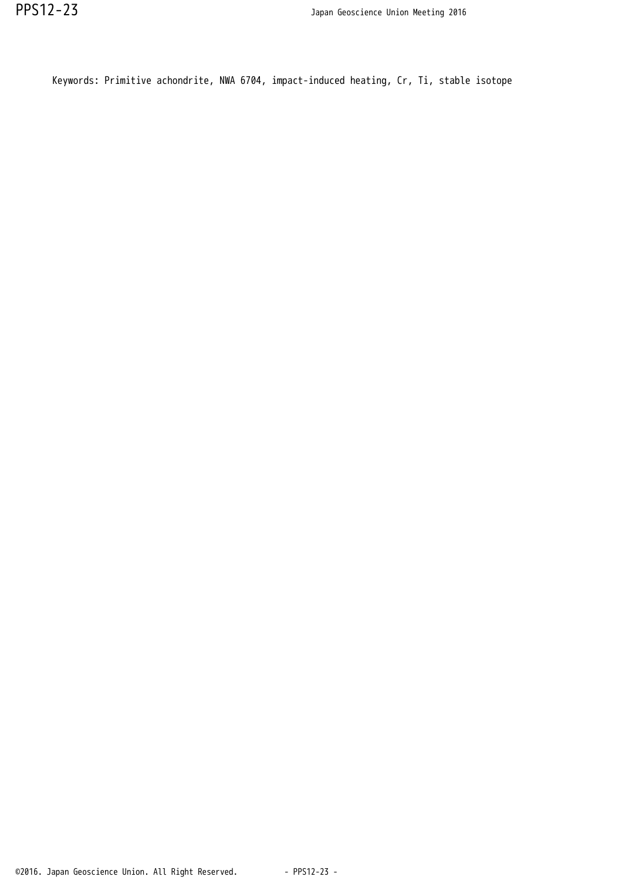Keywords: Primitive achondrite, NWA 6704, impact-induced heating, Cr, Ti, stable isotope